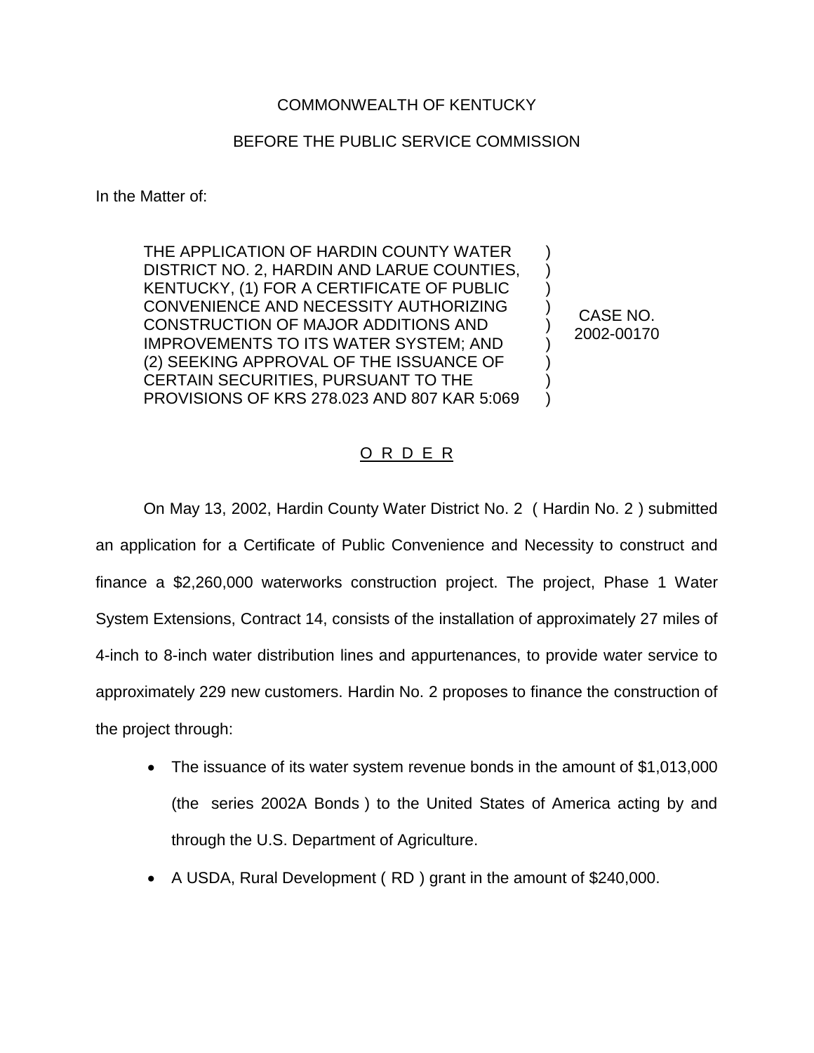COMMONWEALTH OF KENTUCKY

BEFORE THE PUBLIC SERVICE COMMISSION

In the Matter of:

| | | |
|---|---|---|
| THE APPLICATION OF HARDIN COUNTY WATER DISTRICT NO. 2, HARDIN AND LARUE COUNTIES, KENTUCKY, (1) FOR A CERTIFICATE OF PUBLIC CONVENIENCE AND NECESSITY AUTHORIZING CONSTRUCTION OF MAJOR ADDITIONS AND IMPROVEMENTS TO ITS WATER SYSTEM; AND (2) SEEKING APPROVAL OF THE ISSUANCE OF CERTAIN SECURITIES, PURSUANT TO THE PROVISIONS OF KRS 278.023 AND 807 KAR 5:069 | ) ) ) ) ) ) ) ) ) | CASE NO. 2002-00170 |

O R D E R

On May 13, 2002, Hardin County Water District No. 2 ( Hardin No. 2 ) submitted an application for a Certificate of Public Convenience and Necessity to construct and finance a $2,260,000 waterworks construction project. The project, Phase 1 Water System Extensions, Contract 14, consists of the installation of approximately 27 miles of 4-inch to 8-inch water distribution lines and appurtenances, to provide water service to approximately 229 new customers. Hardin No. 2 proposes to finance the construction of the project through:

- The issuance of its water system revenue bonds in the amount of $1,013,000 (the series 2002A Bonds ) to the United States of America acting by and through the U.S. Department of Agriculture.
- A USDA, Rural Development ( RD ) grant in the amount of $240,000.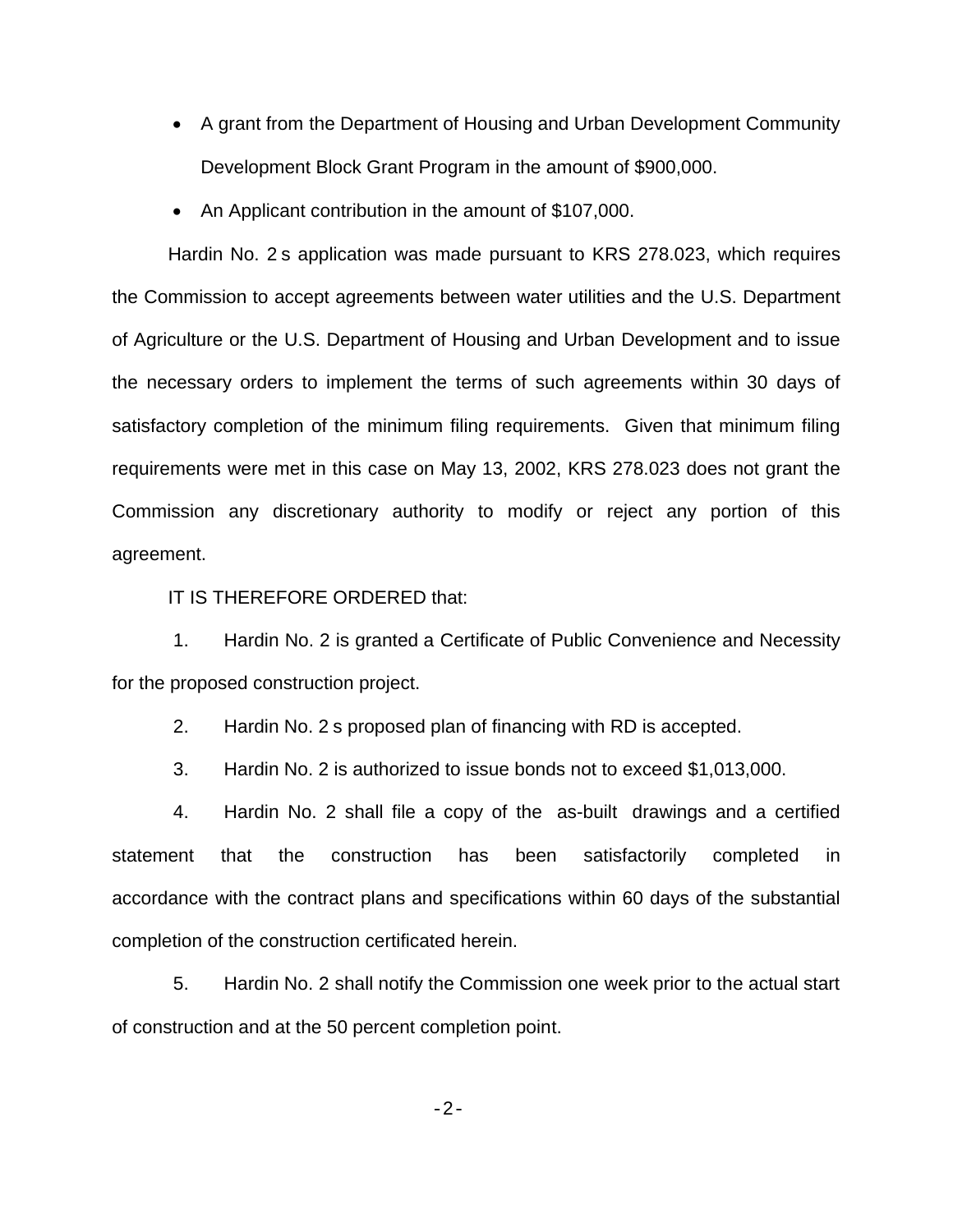- A grant from the Department of Housing and Urban Development Community Development Block Grant Program in the amount of $900,000.
- An Applicant contribution in the amount of $107,000.

Hardin No. 2 s application was made pursuant to KRS 278.023, which requires the Commission to accept agreements between water utilities and the U.S. Department of Agriculture or the U.S. Department of Housing and Urban Development and to issue the necessary orders to implement the terms of such agreements within 30 days of satisfactory completion of the minimum filing requirements. Given that minimum filing requirements were met in this case on May 13, 2002, KRS 278.023 does not grant the Commission any discretionary authority to modify or reject any portion of this agreement.

IT IS THEREFORE ORDERED that:

1. Hardin No. 2 is granted a Certificate of Public Convenience and Necessity for the proposed construction project.

2. Hardin No. 2 s proposed plan of financing with RD is accepted.

3. Hardin No. 2 is authorized to issue bonds not to exceed $1,013,000.

4. Hardin No. 2 shall file a copy of the as-built drawings and a certified statement that the construction has been satisfactorily completed in accordance with the contract plans and specifications within 60 days of the substantial completion of the construction certificated herein.

5. Hardin No. 2 shall notify the Commission one week prior to the actual start of construction and at the 50 percent completion point.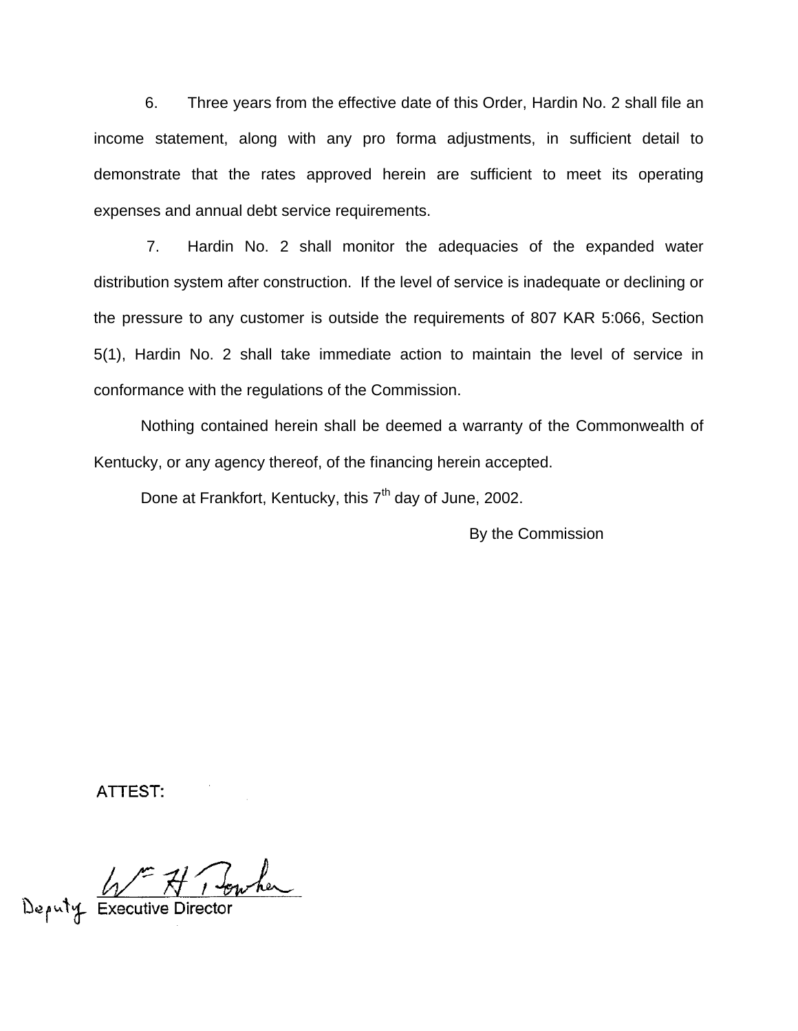6. Three years from the effective date of this Order, Hardin No. 2 shall file an income statement, along with any pro forma adjustments, in sufficient detail to demonstrate that the rates approved herein are sufficient to meet its operating expenses and annual debt service requirements.

7. Hardin No. 2 shall monitor the adequacies of the expanded water distribution system after construction. If the level of service is inadequate or declining or the pressure to any customer is outside the requirements of 807 KAR 5:066, Section 5(1), Hardin No. 2 shall take immediate action to maintain the level of service in conformance with the regulations of the Commission.

Nothing contained herein shall be deemed a warranty of the Commonwealth of Kentucky, or any agency thereof, of the financing herein accepted.

Done at Frankfort, Kentucky, this 7th day of June, 2002.

By the Commission

ATTEST:

Wm H Bowker

Deputy Executive Director